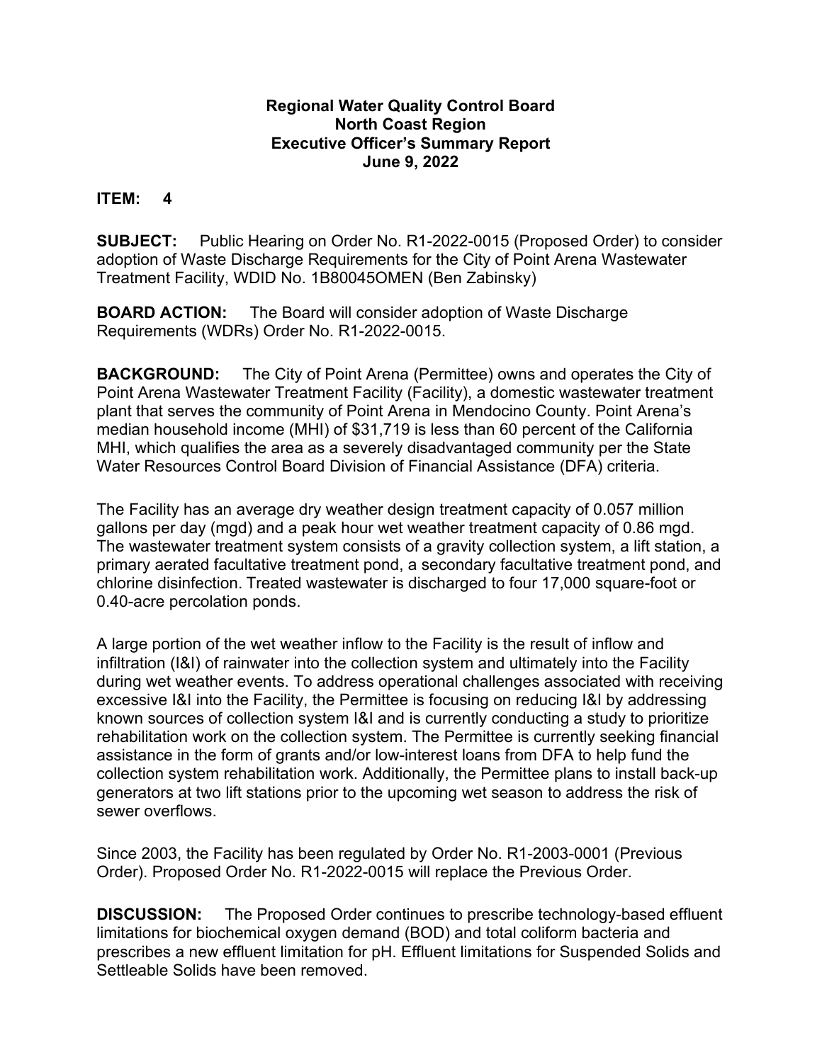**Regional Water Quality Control Board**
**North Coast Region**
**Executive Officer's Summary Report**
**June 9, 2022**

**ITEM: 4**

**SUBJECT:** Public Hearing on Order No. R1-2022-0015 (Proposed Order) to consider adoption of Waste Discharge Requirements for the City of Point Arena Wastewater Treatment Facility, WDID No. 1B80045OMEN (Ben Zabinsky)

**BOARD ACTION:** The Board will consider adoption of Waste Discharge Requirements (WDRs) Order No. R1-2022-0015.

**BACKGROUND:** The City of Point Arena (Permittee) owns and operates the City of Point Arena Wastewater Treatment Facility (Facility), a domestic wastewater treatment plant that serves the community of Point Arena in Mendocino County. Point Arena's median household income (MHI) of $31,719 is less than 60 percent of the California MHI, which qualifies the area as a severely disadvantaged community per the State Water Resources Control Board Division of Financial Assistance (DFA) criteria.

The Facility has an average dry weather design treatment capacity of 0.057 million gallons per day (mgd) and a peak hour wet weather treatment capacity of 0.86 mgd. The wastewater treatment system consists of a gravity collection system, a lift station, a primary aerated facultative treatment pond, a secondary facultative treatment pond, and chlorine disinfection. Treated wastewater is discharged to four 17,000 square-foot or 0.40-acre percolation ponds.

A large portion of the wet weather inflow to the Facility is the result of inflow and infiltration (I&I) of rainwater into the collection system and ultimately into the Facility during wet weather events. To address operational challenges associated with receiving excessive I&I into the Facility, the Permittee is focusing on reducing I&I by addressing known sources of collection system I&I and is currently conducting a study to prioritize rehabilitation work on the collection system. The Permittee is currently seeking financial assistance in the form of grants and/or low-interest loans from DFA to help fund the collection system rehabilitation work. Additionally, the Permittee plans to install back-up generators at two lift stations prior to the upcoming wet season to address the risk of sewer overflows.

Since 2003, the Facility has been regulated by Order No. R1-2003-0001 (Previous Order). Proposed Order No. R1-2022-0015 will replace the Previous Order.

**DISCUSSION:** The Proposed Order continues to prescribe technology-based effluent limitations for biochemical oxygen demand (BOD) and total coliform bacteria and prescribes a new effluent limitation for pH. Effluent limitations for Suspended Solids and Settleable Solids have been removed.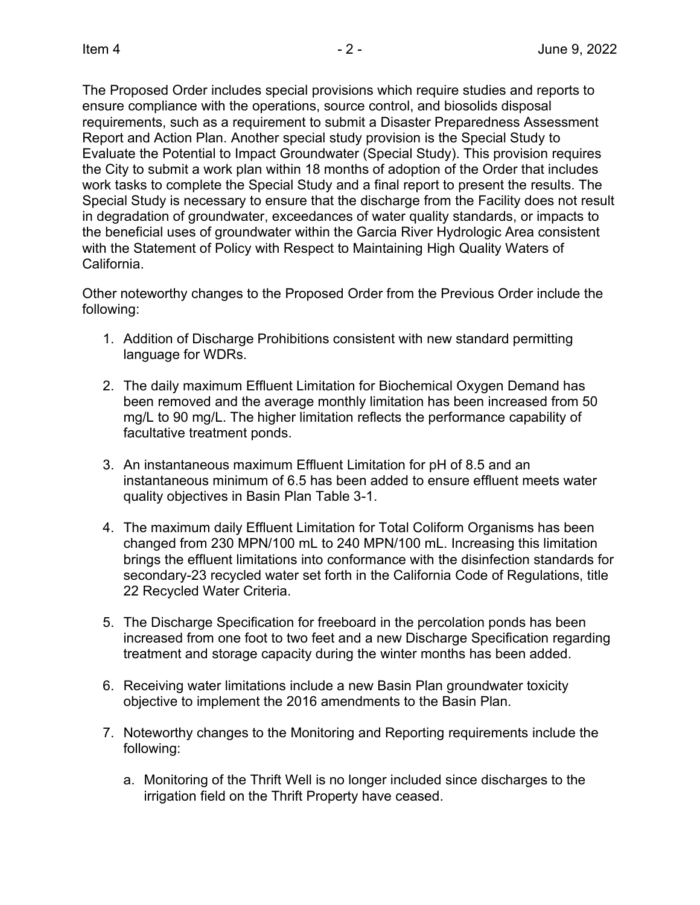The Proposed Order includes special provisions which require studies and reports to ensure compliance with the operations, source control, and biosolids disposal requirements, such as a requirement to submit a Disaster Preparedness Assessment Report and Action Plan. Another special study provision is the Special Study to Evaluate the Potential to Impact Groundwater (Special Study). This provision requires the City to submit a work plan within 18 months of adoption of the Order that includes work tasks to complete the Special Study and a final report to present the results. The Special Study is necessary to ensure that the discharge from the Facility does not result in degradation of groundwater, exceedances of water quality standards, or impacts to the beneficial uses of groundwater within the Garcia River Hydrologic Area consistent with the Statement of Policy with Respect to Maintaining High Quality Waters of California.

Other noteworthy changes to the Proposed Order from the Previous Order include the following:

1. Addition of Discharge Prohibitions consistent with new standard permitting language for WDRs.

2. The daily maximum Effluent Limitation for Biochemical Oxygen Demand has been removed and the average monthly limitation has been increased from 50 mg/L to 90 mg/L. The higher limitation reflects the performance capability of facultative treatment ponds.

3. An instantaneous maximum Effluent Limitation for pH of 8.5 and an instantaneous minimum of 6.5 has been added to ensure effluent meets water quality objectives in Basin Plan Table 3-1.

4. The maximum daily Effluent Limitation for Total Coliform Organisms has been changed from 230 MPN/100 mL to 240 MPN/100 mL. Increasing this limitation brings the effluent limitations into conformance with the disinfection standards for secondary-23 recycled water set forth in the California Code of Regulations, title 22 Recycled Water Criteria.

5. The Discharge Specification for freeboard in the percolation ponds has been increased from one foot to two feet and a new Discharge Specification regarding treatment and storage capacity during the winter months has been added.

6. Receiving water limitations include a new Basin Plan groundwater toxicity objective to implement the 2016 amendments to the Basin Plan.

7. Noteworthy changes to the Monitoring and Reporting requirements include the following:

   a. Monitoring of the Thrift Well is no longer included since discharges to the irrigation field on the Thrift Property have ceased.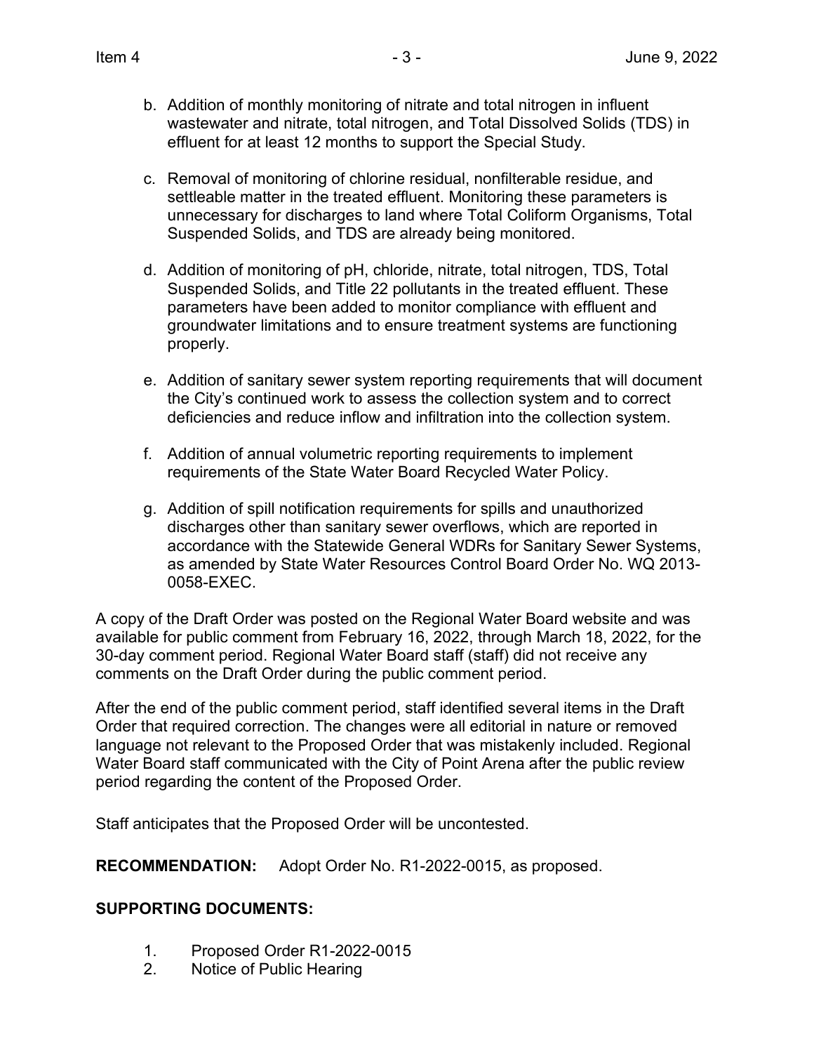b. Addition of monthly monitoring of nitrate and total nitrogen in influent wastewater and nitrate, total nitrogen, and Total Dissolved Solids (TDS) in effluent for at least 12 months to support the Special Study.

c. Removal of monitoring of chlorine residual, nonfilterable residue, and settleable matter in the treated effluent. Monitoring these parameters is unnecessary for discharges to land where Total Coliform Organisms, Total Suspended Solids, and TDS are already being monitored.

d. Addition of monitoring of pH, chloride, nitrate, total nitrogen, TDS, Total Suspended Solids, and Title 22 pollutants in the treated effluent. These parameters have been added to monitor compliance with effluent and groundwater limitations and to ensure treatment systems are functioning properly.

e. Addition of sanitary sewer system reporting requirements that will document the City's continued work to assess the collection system and to correct deficiencies and reduce inflow and infiltration into the collection system.

f. Addition of annual volumetric reporting requirements to implement requirements of the State Water Board Recycled Water Policy.

g. Addition of spill notification requirements for spills and unauthorized discharges other than sanitary sewer overflows, which are reported in accordance with the Statewide General WDRs for Sanitary Sewer Systems, as amended by State Water Resources Control Board Order No. WQ 2013-0058-EXEC.

A copy of the Draft Order was posted on the Regional Water Board website and was available for public comment from February 16, 2022, through March 18, 2022, for the 30-day comment period. Regional Water Board staff (staff) did not receive any comments on the Draft Order during the public comment period.

After the end of the public comment period, staff identified several items in the Draft Order that required correction. The changes were all editorial in nature or removed language not relevant to the Proposed Order that was mistakenly included. Regional Water Board staff communicated with the City of Point Arena after the public review period regarding the content of the Proposed Order.

Staff anticipates that the Proposed Order will be uncontested.

**RECOMMENDATION:** Adopt Order No. R1-2022-0015, as proposed.

**SUPPORTING DOCUMENTS:**

1. Proposed Order R1-2022-0015
2. Notice of Public Hearing